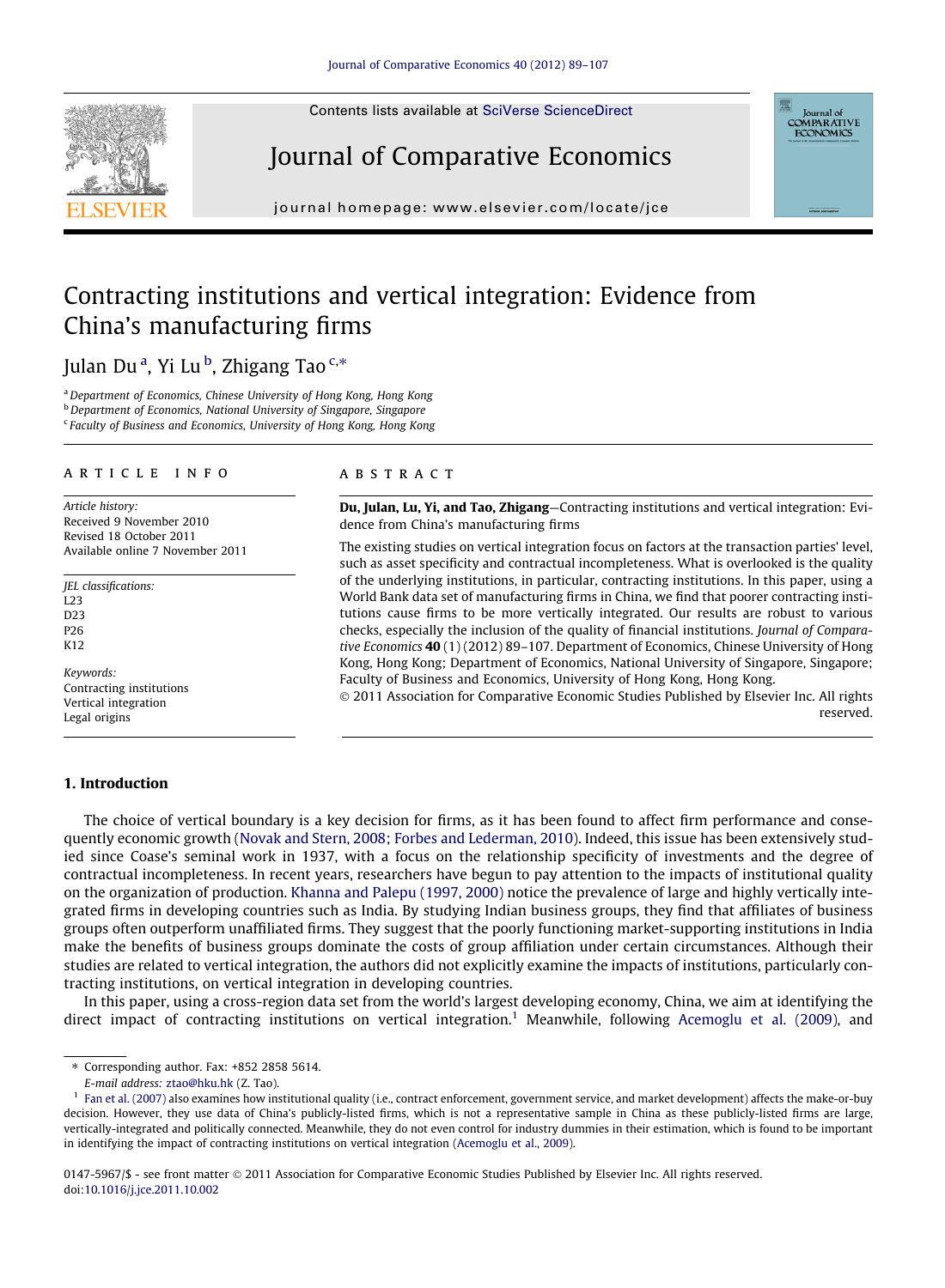Contents lists available at SciVerse ScienceDirect

# Journal of Comparative Economics

journal homepage: www.elsevier.com/locate/jce

# Contracting institutions and vertical integration: Evidence from China's manufacturing firms

Julan Du [a], Yi Lu [b], Zhigang Tao [c,*]

[a] Department of Economics, Chinese University of Hong Kong, Hong Kong
[b] Department of Economics, National University of Singapore, Singapore
[c] Faculty of Business and Economics, University of Hong Kong, Hong Kong

## ARTICLE INFO

*Article history:*
Received 9 November 2010
Revised 18 October 2011
Available online 7 November 2011

*JEL classifications:*
L23
D23
P26
K12

*Keywords:*
Contracting institutions
Vertical integration
Legal origins

## ABSTRACT

**Du, Julan, Lu, Yi, and Tao, Zhigang**—Contracting institutions and vertical integration: Evidence from China's manufacturing firms

The existing studies on vertical integration focus on factors at the transaction parties' level, such as asset specificity and contractual incompleteness. What is overlooked is the quality of the underlying institutions, in particular, contracting institutions. In this paper, using a World Bank data set of manufacturing firms in China, we find that poorer contracting institutions cause firms to be more vertically integrated. Our results are robust to various checks, especially the inclusion of the quality of financial institutions. *Journal of Comparative Economics* **40** (1) (2012) 89–107. Department of Economics, Chinese University of Hong Kong, Hong Kong; Department of Economics, National University of Singapore, Singapore; Faculty of Business and Economics, University of Hong Kong, Hong Kong.

© 2011 Association for Comparative Economic Studies Published by Elsevier Inc. All rights reserved.

## 1. Introduction

The choice of vertical boundary is a key decision for firms, as it has been found to affect firm performance and consequently economic growth (Novak and Stern, 2008; Forbes and Lederman, 2010). Indeed, this issue has been extensively studied since Coase's seminal work in 1937, with a focus on the relationship specificity of investments and the degree of contractual incompleteness. In recent years, researchers have begun to pay attention to the impacts of institutional quality on the organization of production. Khanna and Palepu (1997, 2000) notice the prevalence of large and highly vertically integrated firms in developing countries such as India. By studying Indian business groups, they find that affiliates of business groups often outperform unaffiliated firms. They suggest that the poorly functioning market-supporting institutions in India make the benefits of business groups dominate the costs of group affiliation under certain circumstances. Although their studies are related to vertical integration, the authors did not explicitly examine the impacts of institutions, particularly contracting institutions, on vertical integration in developing countries.

In this paper, using a cross-region data set from the world's largest developing economy, China, we aim at identifying the direct impact of contracting institutions on vertical integration.[1] Meanwhile, following Acemoglu et al. (2009), and

* Corresponding author. Fax: +852 2858 5614.
E-mail address: ztao@hku.hk (Z. Tao).

[1] Fan et al. (2007) also examines how institutional quality (i.e., contract enforcement, government service, and market development) affects the make-or-buy decision. However, they use data of China's publicly-listed firms, which is not a representative sample in China as these publicly-listed firms are large, vertically-integrated and politically connected. Meanwhile, they do not even control for industry dummies in their estimation, which is found to be important in identifying the impact of contracting institutions on vertical integration (Acemoglu et al., 2009).

0147-5967/$ - see front matter © 2011 Association for Comparative Economic Studies Published by Elsevier Inc. All rights reserved.
doi:10.1016/j.jce.2011.10.002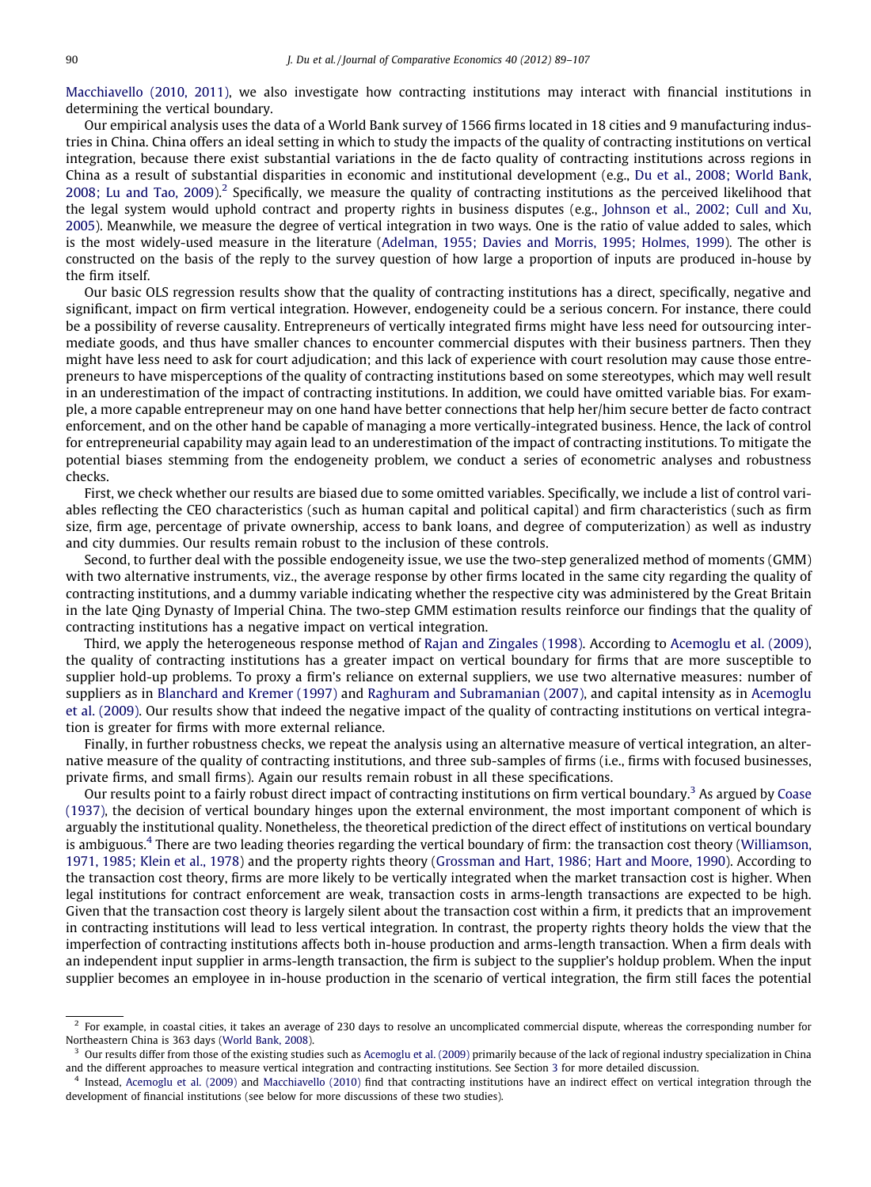Macchiavello (2010, 2011), we also investigate how contracting institutions may interact with financial institutions in determining the vertical boundary.

Our empirical analysis uses the data of a World Bank survey of 1566 firms located in 18 cities and 9 manufacturing industries in China. China offers an ideal setting in which to study the impacts of the quality of contracting institutions on vertical integration, because there exist substantial variations in the de facto quality of contracting institutions across regions in China as a result of substantial disparities in economic and institutional development (e.g., Du et al., 2008; World Bank, 2008; Lu and Tao, 2009).[2] Specifically, we measure the quality of contracting institutions as the perceived likelihood that the legal system would uphold contract and property rights in business disputes (e.g., Johnson et al., 2002; Cull and Xu, 2005). Meanwhile, we measure the degree of vertical integration in two ways. One is the ratio of value added to sales, which is the most widely-used measure in the literature (Adelman, 1955; Davies and Morris, 1995; Holmes, 1999). The other is constructed on the basis of the reply to the survey question of how large a proportion of inputs are produced in-house by the firm itself.

Our basic OLS regression results show that the quality of contracting institutions has a direct, specifically, negative and significant, impact on firm vertical integration. However, endogeneity could be a serious concern. For instance, there could be a possibility of reverse causality. Entrepreneurs of vertically integrated firms might have less need for outsourcing intermediate goods, and thus have smaller chances to encounter commercial disputes with their business partners. Then they might have less need to ask for court adjudication; and this lack of experience with court resolution may cause those entrepreneurs to have misperceptions of the quality of contracting institutions based on some stereotypes, which may well result in an underestimation of the impact of contracting institutions. In addition, we could have omitted variable bias. For example, a more capable entrepreneur may on one hand have better connections that help her/him secure better de facto contract enforcement, and on the other hand be capable of managing a more vertically-integrated business. Hence, the lack of control for entrepreneurial capability may again lead to an underestimation of the impact of contracting institutions. To mitigate the potential biases stemming from the endogeneity problem, we conduct a series of econometric analyses and robustness checks.

First, we check whether our results are biased due to some omitted variables. Specifically, we include a list of control variables reflecting the CEO characteristics (such as human capital and political capital) and firm characteristics (such as firm size, firm age, percentage of private ownership, access to bank loans, and degree of computerization) as well as industry and city dummies. Our results remain robust to the inclusion of these controls.

Second, to further deal with the possible endogeneity issue, we use the two-step generalized method of moments (GMM) with two alternative instruments, viz., the average response by other firms located in the same city regarding the quality of contracting institutions, and a dummy variable indicating whether the respective city was administered by the Great Britain in the late Qing Dynasty of Imperial China. The two-step GMM estimation results reinforce our findings that the quality of contracting institutions has a negative impact on vertical integration.

Third, we apply the heterogeneous response method of Rajan and Zingales (1998). According to Acemoglu et al. (2009), the quality of contracting institutions has a greater impact on vertical boundary for firms that are more susceptible to supplier hold-up problems. To proxy a firm's reliance on external suppliers, we use two alternative measures: number of suppliers as in Blanchard and Kremer (1997) and Raghuram and Subramanian (2007), and capital intensity as in Acemoglu et al. (2009). Our results show that indeed the negative impact of the quality of contracting institutions on vertical integration is greater for firms with more external reliance.

Finally, in further robustness checks, we repeat the analysis using an alternative measure of vertical integration, an alternative measure of the quality of contracting institutions, and three sub-samples of firms (i.e., firms with focused businesses, private firms, and small firms). Again our results remain robust in all these specifications.

Our results point to a fairly robust direct impact of contracting institutions on firm vertical boundary.[3] As argued by Coase (1937), the decision of vertical boundary hinges upon the external environment, the most important component of which is arguably the institutional quality. Nonetheless, the theoretical prediction of the direct effect of institutions on vertical boundary is ambiguous.[4] There are two leading theories regarding the vertical boundary of firm: the transaction cost theory (Williamson, 1971, 1985; Klein et al., 1978) and the property rights theory (Grossman and Hart, 1986; Hart and Moore, 1990). According to the transaction cost theory, firms are more likely to be vertically integrated when the market transaction cost is higher. When legal institutions for contract enforcement are weak, transaction costs in arms-length transactions are expected to be high. Given that the transaction cost theory is largely silent about the transaction cost within a firm, it predicts that an improvement in contracting institutions will lead to less vertical integration. In contrast, the property rights theory holds the view that the imperfection of contracting institutions affects both in-house production and arms-length transaction. When a firm deals with an independent input supplier in arms-length transaction, the firm is subject to the supplier's holdup problem. When the input supplier becomes an employee in in-house production in the scenario of vertical integration, the firm still faces the potential

[2] For example, in coastal cities, it takes an average of 230 days to resolve an uncomplicated commercial dispute, whereas the corresponding number for Northeastern China is 363 days (World Bank, 2008).

[3] Our results differ from those of the existing studies such as Acemoglu et al. (2009) primarily because of the lack of regional industry specialization in China and the different approaches to measure vertical integration and contracting institutions. See Section 3 for more detailed discussion.

[4] Instead, Acemoglu et al. (2009) and Macchiavello (2010) find that contracting institutions have an indirect effect on vertical integration through the development of financial institutions (see below for more discussions of these two studies).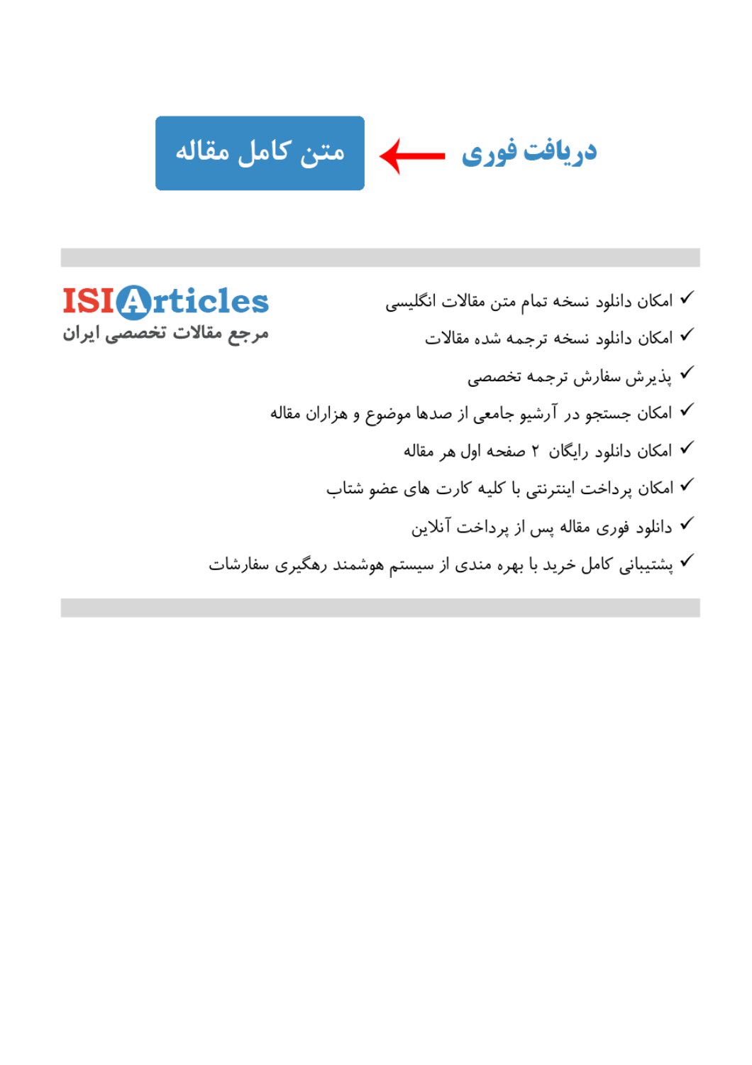**دریافت فوری** ← **متن کامل مقاله**

**ISIArticles**
مرجع مقالات تخصصی ایران

- ✓ امکان دانلود نسخه تمام متن مقالات انگلیسی
- ✓ امکان دانلود نسخه ترجمه شده مقالات
- ✓ پذیرش سفارش ترجمه تخصصی
- ✓ امکان جستجو در آرشیو جامعی از صدها موضوع و هزاران مقاله
- ✓ امکان دانلود رایگان ۲ صفحه اول هر مقاله
- ✓ امکان پرداخت اینترنتی با کلیه کارت های عضو شتاب
- ✓ دانلود فوری مقاله پس از پرداخت آنلاین
- ✓ پشتیبانی کامل خرید با بهره مندی از سیستم هوشمند رهگیری سفارشات